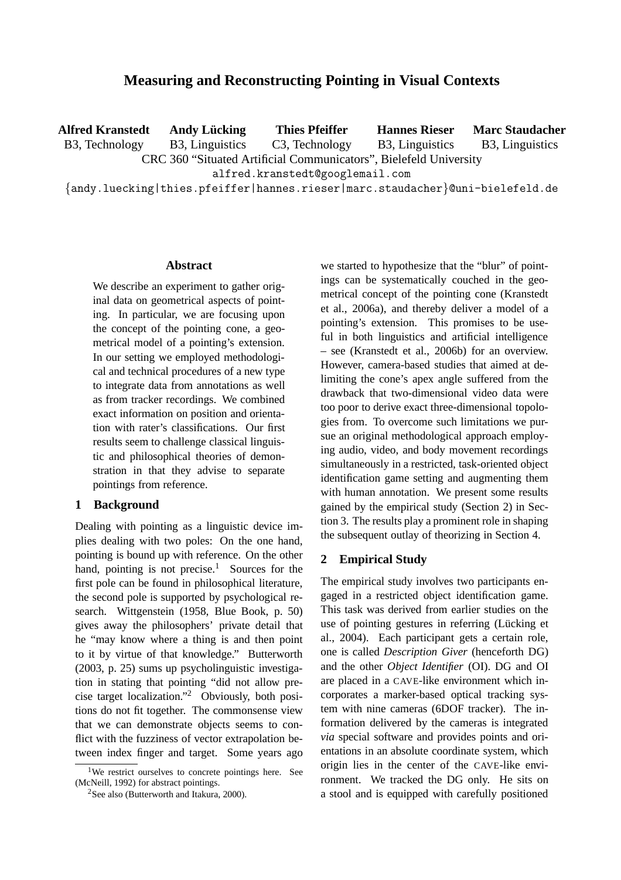# Measuring and Reconstructing Pointing in Visual Contexts

**Alfred Kranstedt** B3, Technology
**Andy Lücking** B3, Linguistics
**Thies Pfeiffer** C3, Technology
**Hannes Rieser** B3, Linguistics
**Marc Staudacher** B3, Linguistics

CRC 360 "Situated Artificial Communicators", Bielefeld University

alfred.kranstedt@googlemail.com

{andy.luecking|thies.pfeiffer|hannes.rieser|marc.staudacher}@uni-bielefeld.de

## Abstract

We describe an experiment to gather original data on geometrical aspects of pointing. In particular, we are focusing upon the concept of the pointing cone, a geometrical model of a pointing's extension. In our setting we employed methodological and technical procedures of a new type to integrate data from annotations as well as from tracker recordings. We combined exact information on position and orientation with rater's classifications. Our first results seem to challenge classical linguistic and philosophical theories of demonstration in that they advise to separate pointings from reference.

## 1 Background

Dealing with pointing as a linguistic device implies dealing with two poles: On the one hand, pointing is bound up with reference. On the other hand, pointing is not precise.[1] Sources for the first pole can be found in philosophical literature, the second pole is supported by psychological research. Wittgenstein (1958, Blue Book, p. 50) gives away the philosophers' private detail that he "may know where a thing is and then point to it by virtue of that knowledge." Butterworth (2003, p. 25) sums up psycholinguistic investigation in stating that pointing "did not allow precise target localization."[2] Obviously, both positions do not fit together. The commonsense view that we can demonstrate objects seems to conflict with the fuzziness of vector extrapolation between index finger and target. Some years ago we started to hypothesize that the "blur" of pointings can be systematically couched in the geometrical concept of the pointing cone (Kranstedt et al., 2006a), and thereby deliver a model of a pointing's extension. This promises to be useful in both linguistics and artificial intelligence – see (Kranstedt et al., 2006b) for an overview. However, camera-based studies that aimed at delimiting the cone's apex angle suffered from the drawback that two-dimensional video data were too poor to derive exact three-dimensional topologies from. To overcome such limitations we pursue an original methodological approach employing audio, video, and body movement recordings simultaneously in a restricted, task-oriented object identification game setting and augmenting them with human annotation. We present some results gained by the empirical study (Section 2) in Section 3. The results play a prominent role in shaping the subsequent outlay of theorizing in Section 4.

## 2 Empirical Study

The empirical study involves two participants engaged in a restricted object identification game. This task was derived from earlier studies on the use of pointing gestures in referring (Lücking et al., 2004). Each participant gets a certain role, one is called *Description Giver* (henceforth DG) and the other *Object Identifier* (OI). DG and OI are placed in a CAVE-like environment which incorporates a marker-based optical tracking system with nine cameras (6DOF tracker). The information delivered by the cameras is integrated *via* special software and provides points and orientations in an absolute coordinate system, which origin lies in the center of the CAVE-like environment. We tracked the DG only. He sits on a stool and is equipped with carefully positioned

[1] We restrict ourselves to concrete pointings here. See (McNeill, 1992) for abstract pointings.

[2] See also (Butterworth and Itakura, 2000).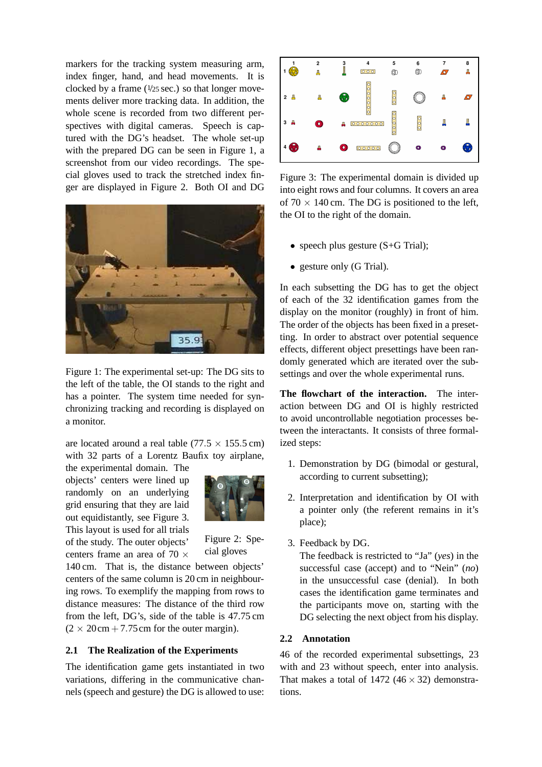markers for the tracking system measuring arm, index finger, hand, and head movements. It is clocked by a frame (1/25 sec.) so that longer movements deliver more tracking data. In addition, the whole scene is recorded from two different perspectives with digital cameras. Speech is captured with the DG's headset. The whole set-up with the prepared DG can be seen in Figure 1, a screenshot from our video recordings. The special gloves used to track the stretched index finger are displayed in Figure 2. Both OI and DG

Figure 1: The experimental set-up: The DG sits to the left of the table, the OI stands to the right and has a pointer. The system time needed for synchronizing tracking and recording is displayed on a monitor.

are located around a real table ($77.5 \times 155.5$ cm) with 32 parts of a Lorentz Baufix toy airplane, the experimental domain. The objects' centers were lined up randomly on an underlying grid ensuring that they are laid out equidistantly, see Figure 3. This layout is used for all trials of the study. The outer objects' centers frame an area of $70 \times 140$ cm. That is, the distance between objects' centers of the same column is 20 cm in neighbouring rows. To exemplify the mapping from rows to distance measures: The distance of the third row from the left, DG's, side of the table is 47.75 cm ($2 \times 20$ cm $+ 7.75$ cm for the outer margin).

Figure 2: Special gloves

## 2.1 The Realization of the Experiments

The identification game gets instantiated in two variations, differing in the communicative channels (speech and gesture) the DG is allowed to use:

Figure 3: The experimental domain is divided up into eight rows and four columns. It covers an area of $70 \times 140$ cm. The DG is positioned to the left, the OI to the right of the domain.

- speech plus gesture (S+G Trial);
- gesture only (G Trial).

In each subsetting the DG has to get the object of each of the 32 identification games from the display on the monitor (roughly) in front of him. The order of the objects has been fixed in a presetting. In order to abstract over potential sequence effects, different object presettings have been randomly generated which are iterated over the subsettings and over the whole experimental runs.

**The flowchart of the interaction.** The interaction between DG and OI is highly restricted to avoid uncontrollable negotiation processes between the interactants. It consists of three formalized steps:

1. Demonstration by DG (bimodal or gestural, according to current subsetting);
2. Interpretation and identification by OI with a pointer only (the referent remains in it's place);
3. Feedback by DG.
   The feedback is restricted to "Ja" (*yes*) in the successful case (accept) and to "Nein" (*no*) in the unsuccessful case (denial). In both cases the identification game terminates and the participants move on, starting with the DG selecting the next object from his display.

## 2.2 Annotation

46 of the recorded experimental subsettings, 23 with and 23 without speech, enter into analysis. That makes a total of 1472 ($46 \times 32$) demonstrations.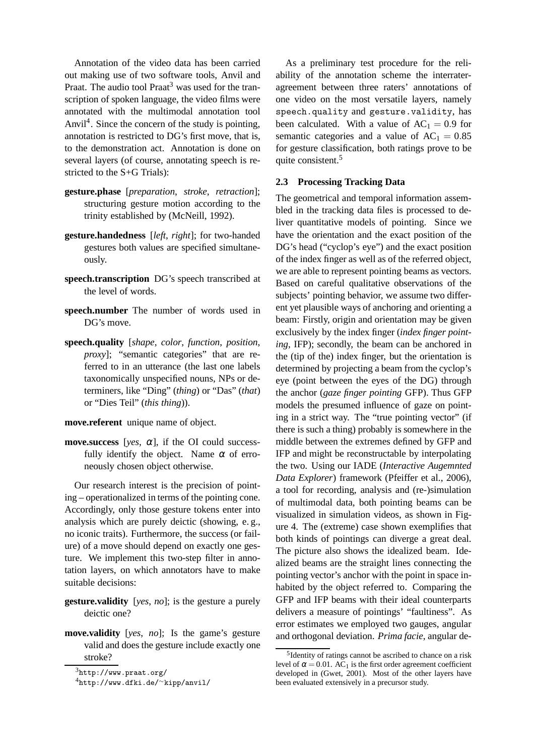Annotation of the video data has been carried out making use of two software tools, Anvil and Praat. The audio tool Praat[3] was used for the transcription of spoken language, the video films were annotated with the multimodal annotation tool Anvil[4]. Since the concern of the study is pointing, annotation is restricted to DG's first move, that is, to the demonstration act. Annotation is done on several layers (of course, annotating speech is restricted to the S+G Trials):

**gesture.phase** [*preparation*, *stroke*, *retraction*]; structuring gesture motion according to the trinity established by (McNeill, 1992).

**gesture.handedness** [*left*, *right*]; for two-handed gestures both values are specified simultaneously.

**speech.transcription** DG's speech transcribed at the level of words.

**speech.number** The number of words used in DG's move.

**speech.quality** [*shape*, *color*, *function*, *position*, *proxy*]; "semantic categories" that are referred to in an utterance (the last one labels taxonomically unspecified nouns, NPs or determiners, like "Ding" (*thing*) or "Das" (*that*) or "Dies Teil" (*this thing*)).

**move.referent** unique name of object.

**move.success** [*yes*, $\alpha$], if the OI could successfully identify the object. Name $\alpha$ of erroneously chosen object otherwise.

Our research interest is the precision of pointing – operationalized in terms of the pointing cone. Accordingly, only those gesture tokens enter into analysis which are purely deictic (showing, e. g., no iconic traits). Furthermore, the success (or failure) of a move should depend on exactly one gesture. We implement this two-step filter in annotation layers, on which annotators have to make suitable decisions:

**gesture.validity** [*yes*, *no*]; is the gesture a purely deictic one?

**move.validity** [*yes*, *no*]; Is the game's gesture valid and does the gesture include exactly one stroke?

As a preliminary test procedure for the reliability of the annotation scheme the interrater-agreement between three raters' annotations of one video on the most versatile layers, namely `speech.quality` and `gesture.validity`, has been calculated. With a value of $AC_1 = 0.9$ for semantic categories and a value of $AC_1 = 0.85$ for gesture classification, both ratings prove to be quite consistent.[5]

### 2.3 Processing Tracking Data

The geometrical and temporal information assembled in the tracking data files is processed to deliver quantitative models of pointing. Since we have the orientation and the exact position of the DG's head ("cyclop's eye") and the exact position of the index finger as well as of the referred object, we are able to represent pointing beams as vectors. Based on careful qualitative observations of the subjects' pointing behavior, we assume two different yet plausible ways of anchoring and orienting a beam: Firstly, origin and orientation may be given exclusively by the index finger (*index finger pointing*, IFP); secondly, the beam can be anchored in the (tip of the) index finger, but the orientation is determined by projecting a beam from the cyclop's eye (point between the eyes of the DG) through the anchor (*gaze finger pointing* GFP). Thus GFP models the presumed influence of gaze on pointing in a strict way. The "true pointing vector" (if there is such a thing) probably is somewhere in the middle between the extremes defined by GFP and IFP and might be reconstructable by interpolating the two. Using our IADE (*Interactive Augemnted Data Explorer*) framework (Pfeiffer et al., 2006), a tool for recording, analysis and (re-)simulation of multimodal data, both pointing beams can be visualized in simulation videos, as shown in Figure 4. The (extreme) case shown exemplifies that both kinds of pointings can diverge a great deal. The picture also shows the idealized beam. Idealized beams are the straight lines connecting the pointing vector's anchor with the point in space inhabited by the object referred to. Comparing the GFP and IFP beams with their ideal counterparts delivers a measure of pointings' "faultiness". As error estimates we employed two gauges, angular and orthogonal deviation. *Prima facie*, angular de-

---

[3] `http://www.praat.org/`

[4] `http://www.dfki.de/~kipp/anvil/`

[5] Identity of ratings cannot be ascribed to chance on a risk level of $\alpha = 0.01$. $AC_1$ is the first order agreement coefficient developed in (Gwet, 2001). Most of the other layers have been evaluated extensively in a precursor study.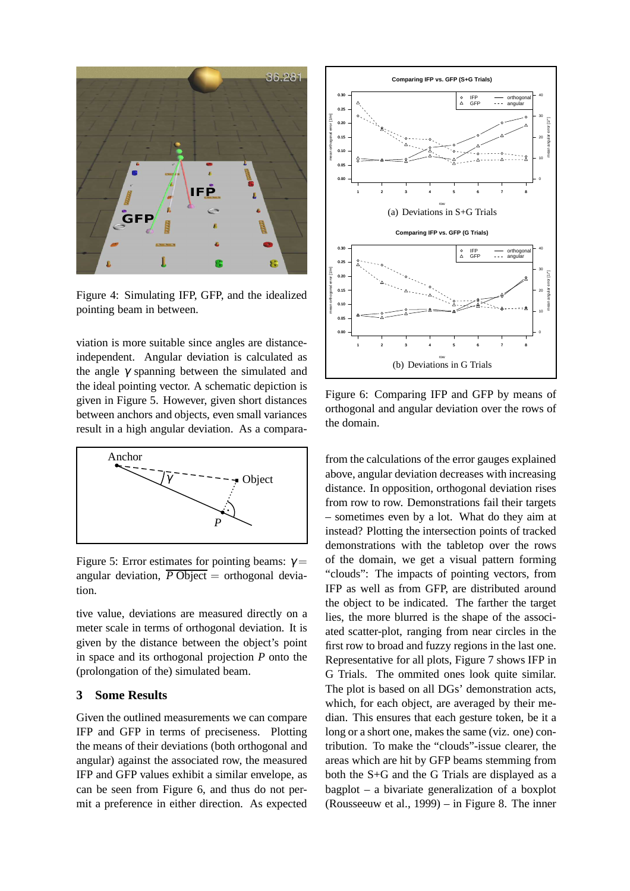Figure 4: Simulating IFP, GFP, and the idealized pointing beam in between.

viation is more suitable since angles are distance-independent. Angular deviation is calculated as the angle $\gamma$ spanning between the simulated and the ideal pointing vector. A schematic depiction is given in Figure 5. However, given short distances between anchors and objects, even small variances result in a high angular deviation. As a comparative value, deviations are measured directly on a meter scale in terms of orthogonal deviation. It is given by the distance between the object's point in space and its orthogonal projection $P$ onto the (prolongation of the) simulated beam.

Figure 5: Error estimates for pointing beams: $\gamma =$ angular deviation, $\overline{P\ \text{Object}} =$ orthogonal deviation.

## 3 Some Results

Given the outlined measurements we can compare IFP and GFP in terms of preciseness. Plotting the means of their deviations (both orthogonal and angular) against the associated row, the measured IFP and GFP values exhibit a similar envelope, as can be seen from Figure 6, and thus do not permit a preference in either direction. As expected from the calculations of the error gauges explained above, angular deviation decreases with increasing distance. In opposition, orthogonal deviation rises from row to row. Demonstrations fail their targets – sometimes even by a lot. What do they aim at instead? Plotting the intersection points of tracked demonstrations with the tabletop over the rows of the domain, we get a visual pattern forming "clouds": The impacts of pointing vectors, from IFP as well as from GFP, are distributed around the object to be indicated. The farther the target lies, the more blurred is the shape of the associated scatter-plot, ranging from near circles in the first row to broad and fuzzy regions in the last one. Representative for all plots, Figure 7 shows IFP in G Trials. The ommited ones look quite similar. The plot is based on all DGs' demonstration acts, which, for each object, are averaged by their median. This ensures that each gesture token, be it a long or a short one, makes the same (viz. one) contribution. To make the "clouds"-issue clearer, the areas which are hit by GFP beams stemming from both the S+G and the G Trials are displayed as a bagplot – a bivariate generalization of a boxplot (Rousseeuw et al., 1999) – in Figure 8. The inner

(a) Deviations in S+G Trials

(b) Deviations in G Trials

Figure 6: Comparing IFP and GFP by means of orthogonal and angular deviation over the rows of the domain.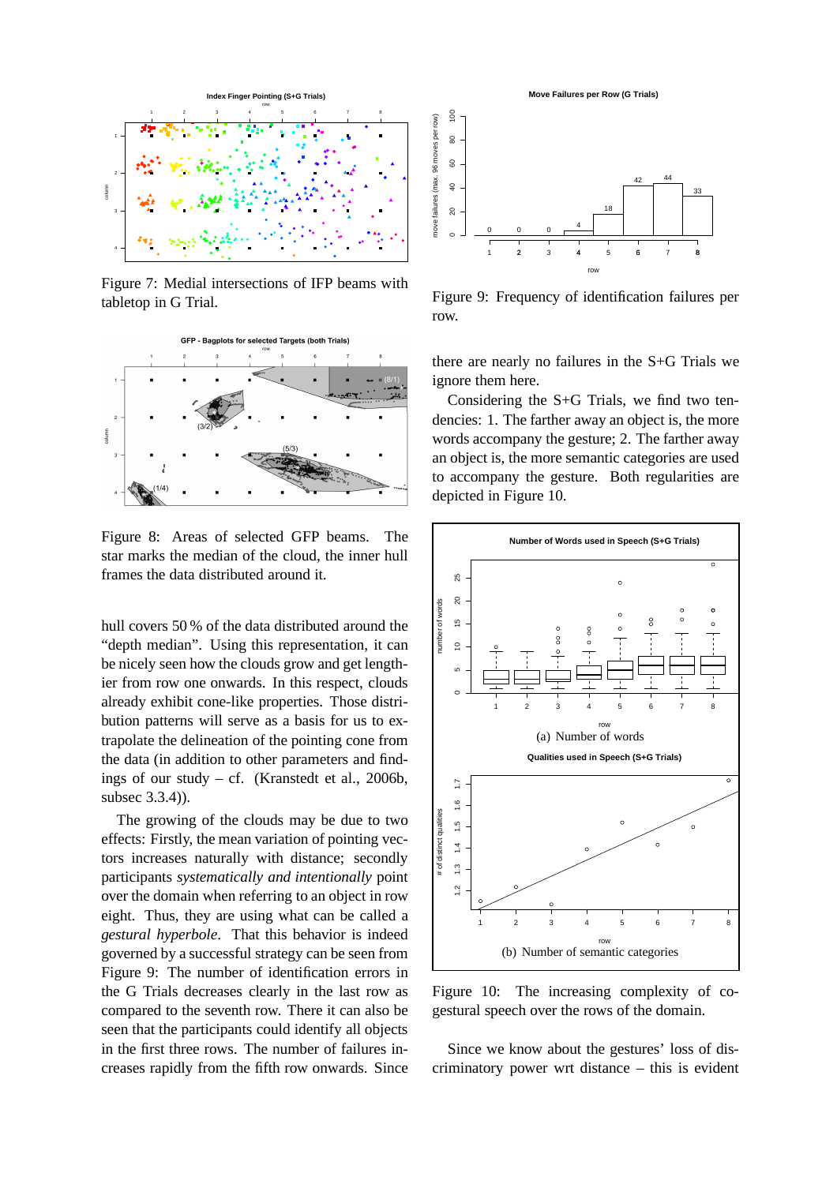Figure 7: Medial intersections of IFP beams with tabletop in G Trial.

Figure 8: Areas of selected GFP beams. The star marks the median of the cloud, the inner hull frames the data distributed around it.

hull covers 50 % of the data distributed around the "depth median". Using this representation, it can be nicely seen how the clouds grow and get lengthier from row one onwards. In this respect, clouds already exhibit cone-like properties. Those distribution patterns will serve as a basis for us to extrapolate the delineation of the pointing cone from the data (in addition to other parameters and findings of our study – cf. (Kranstedt et al., 2006b, subsec 3.3.4)).

The growing of the clouds may be due to two effects: Firstly, the mean variation of pointing vectors increases naturally with distance; secondly participants *systematically and intentionally* point over the domain when referring to an object in row eight. Thus, they are using what can be called a *gestural hyperbole*. That this behavior is indeed governed by a successful strategy can be seen from Figure 9: The number of identification errors in the G Trials decreases clearly in the last row as compared to the seventh row. There it can also be seen that the participants could identify all objects in the first three rows. The number of failures increases rapidly from the fifth row onwards. Since

Figure 9: Frequency of identification failures per row.

there are nearly no failures in the S+G Trials we ignore them here.

Considering the S+G Trials, we find two tendencies: 1. The farther away an object is, the more words accompany the gesture; 2. The farther away an object is, the more semantic categories are used to accompany the gesture. Both regularities are depicted in Figure 10.

(a) Number of words

(b) Number of semantic categories

Figure 10: The increasing complexity of co-gestural speech over the rows of the domain.

Since we know about the gestures' loss of discriminatory power wrt distance – this is evident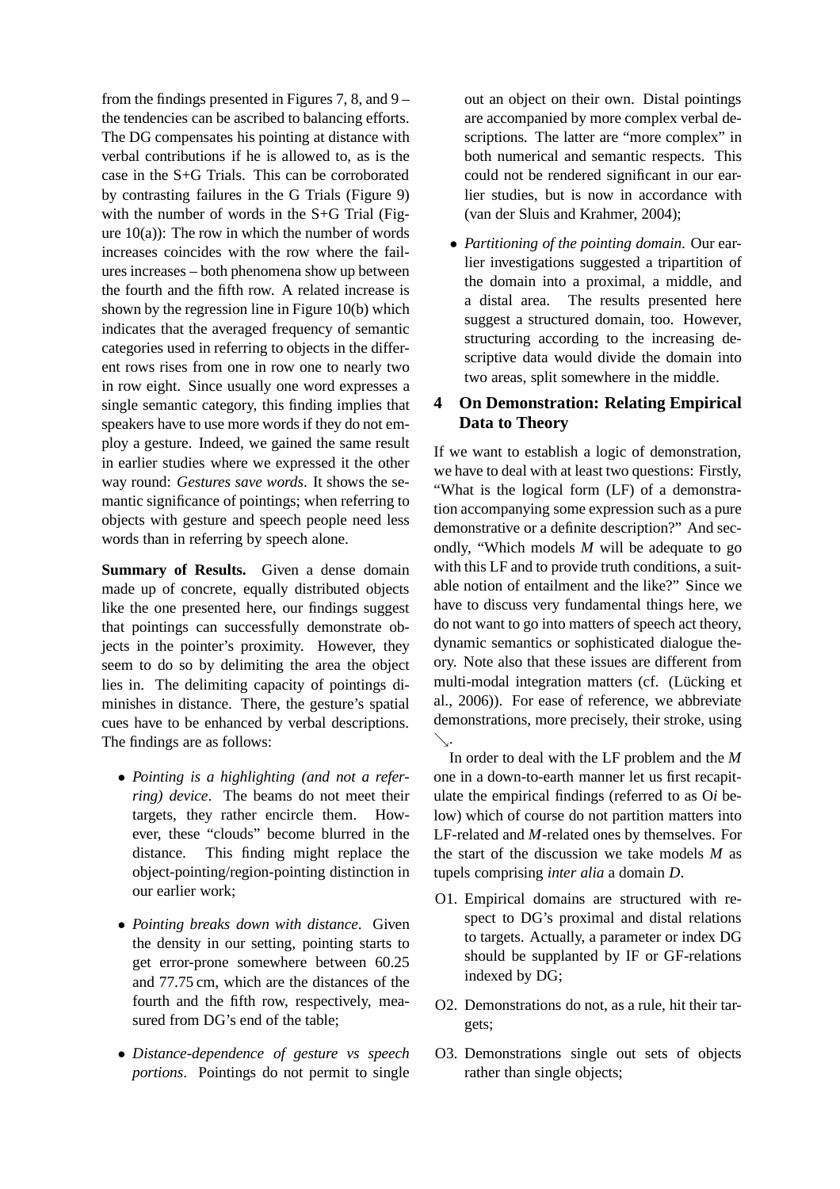from the findings presented in Figures 7, 8, and 9 – the tendencies can be ascribed to balancing efforts. The DG compensates his pointing at distance with verbal contributions if he is allowed to, as is the case in the S+G Trials. This can be corroborated by contrasting failures in the G Trials (Figure 9) with the number of words in the S+G Trial (Figure 10(a)): The row in which the number of words increases coincides with the row where the failures increases – both phenomena show up between the fourth and the fifth row. A related increase is shown by the regression line in Figure 10(b) which indicates that the averaged frequency of semantic categories used in referring to objects in the different rows rises from one in row one to nearly two in row eight. Since usually one word expresses a single semantic category, this finding implies that speakers have to use more words if they do not employ a gesture. Indeed, we gained the same result in earlier studies where we expressed it the other way round: *Gestures save words*. It shows the semantic significance of pointings; when referring to objects with gesture and speech people need less words than in referring by speech alone.

**Summary of Results.** Given a dense domain made up of concrete, equally distributed objects like the one presented here, our findings suggest that pointings can successfully demonstrate objects in the pointer's proximity. However, they seem to do so by delimiting the area the object lies in. The delimiting capacity of pointings diminishes in distance. There, the gesture's spatial cues have to be enhanced by verbal descriptions. The findings are as follows:

- *Pointing is a highlighting (and not a referring) device*. The beams do not meet their targets, they rather encircle them. However, these "clouds" become blurred in the distance. This finding might replace the object-pointing/region-pointing distinction in our earlier work;
- *Pointing breaks down with distance*. Given the density in our setting, pointing starts to get error-prone somewhere between 60.25 and 77.75 cm, which are the distances of the fourth and the fifth row, respectively, measured from DG's end of the table;
- *Distance-dependence of gesture vs speech portions*. Pointings do not permit to single out an object on their own. Distal pointings are accompanied by more complex verbal descriptions. The latter are "more complex" in both numerical and semantic respects. This could not be rendered significant in our earlier studies, but is now in accordance with (van der Sluis and Krahmer, 2004);
- *Partitioning of the pointing domain*. Our earlier investigations suggested a tripartition of the domain into a proximal, a middle, and a distal area. The results presented here suggest a structured domain, too. However, structuring according to the increasing descriptive data would divide the domain into two areas, split somewhere in the middle.

## 4 On Demonstration: Relating Empirical Data to Theory

If we want to establish a logic of demonstration, we have to deal with at least two questions: Firstly, "What is the logical form (LF) of a demonstration accompanying some expression such as a pure demonstrative or a definite description?" And secondly, "Which models $M$ will be adequate to go with this LF and to provide truth conditions, a suitable notion of entailment and the like?" Since we have to discuss very fundamental things here, we do not want to go into matters of speech act theory, dynamic semantics or sophisticated dialogue theory. Note also that these issues are different from multi-modal integration matters (cf. (Lücking et al., 2006)). For ease of reference, we abbreviate demonstrations, more precisely, their stroke, using $\searrow$.

In order to deal with the LF problem and the $M$ one in a down-to-earth manner let us first recapitulate the empirical findings (referred to as O$i$ below) which of course do not partition matters into LF-related and $M$-related ones by themselves. For the start of the discussion we take models $M$ as tupels comprising *inter alia* a domain $D$.

O1. Empirical domains are structured with respect to DG's proximal and distal relations to targets. Actually, a parameter or index DG should be supplanted by IF or GF-relations indexed by DG;

O2. Demonstrations do not, as a rule, hit their targets;

O3. Demonstrations single out sets of objects rather than single objects;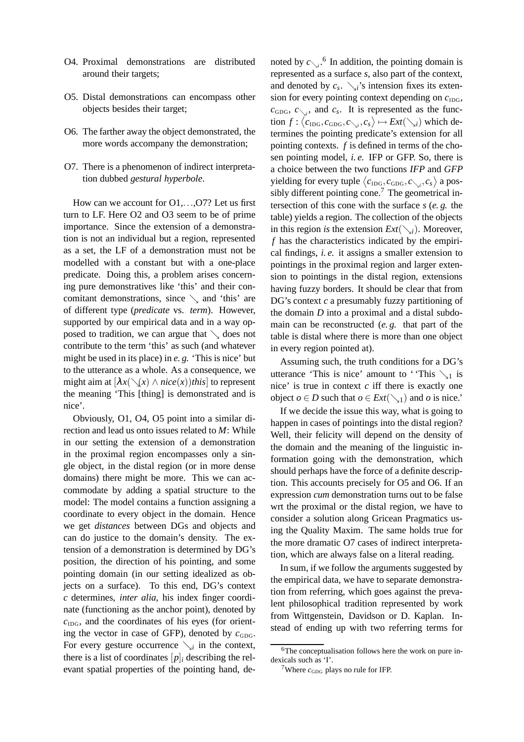O4. Proximal demonstrations are distributed around their targets;

O5. Distal demonstrations can encompass other objects besides their target;

O6. The farther away the object demonstrated, the more words accompany the demonstration;

O7. There is a phenomenon of indirect interpretation dubbed *gestural hyperbole*.

How can we account for O1,...,O7? Let us first turn to LF. Here O2 and O3 seem to be of prime importance. Since the extension of a demonstration is not an individual but a region, represented as a set, the LF of a demonstration must not be modelled with a constant but with a one-place predicate. Doing this, a problem arises concerning pure demonstratives like 'this' and their concomitant demonstrations, since $\searrow$ and 'this' are of different type (*predicate* vs. *term*). However, supported by our empirical data and in a way opposed to tradition, we can argue that $\searrow$ does not contribute to the term 'this' as such (and whatever might be used in its place) in *e.g.* 'This is nice' but to the utterance as a whole. As a consequence, we might aim at $[\lambda x(\searrow(x) \wedge nice(x))this]$ to represent the meaning 'This [thing] is demonstrated and is nice'.

Obviously, O1, O4, O5 point into a similar direction and lead us onto issues related to $M$: While in our setting the extension of a demonstration in the proximal region encompasses only a single object, in the distal region (or in more dense domains) there might be more. This we can accommodate by adding a spatial structure to the model: The model contains a function assigning a coordinate to every object in the domain. Hence we get *distances* between DGs and objects and can do justice to the domain's density. The extension of a demonstration is determined by DG's position, the direction of his pointing, and some pointing domain (in our setting idealized as objects on a surface). To this end, DG's context $c$ determines, *inter alia*, his index finger coordinate (functioning as the anchor point), denoted by $c_{\text{IDG}}$, and the coordinates of his eyes (for orienting the vector in case of GFP), denoted by $c_{\text{GDG}}$. For every gesture occurrence $\searrow_i$ in the context, there is a list of coordinates $[p]_i$ describing the relevant spatial properties of the pointing hand, denoted by $c_{\searrow_i}$.[6] In addition, the pointing domain is represented as a surface $s$, also part of the context, and denoted by $c_s$. $\searrow_i$'s intension fixes its extension for every pointing context depending on $c_{\text{IDG}}$, $c_{\text{GDG}}$, $c_{\searrow_i}$, and $c_s$. It is represented as the function $f : \langle c_{\text{IDG}}, c_{\text{GDG}}, c_{\searrow_i}, c_s \rangle \mapsto Ext(\searrow_i)$ which determines the pointing predicate's extension for all pointing contexts. $f$ is defined in terms of the chosen pointing model, *i.e.* IFP or GFP. So, there is a choice between the two functions *IFP* and *GFP* yielding for every tuple $\langle c_{\text{IDG}}, c_{\text{GDG}}, c_{\searrow_i}, c_s \rangle$ a possibly different pointing cone.[7] The geometrical intersection of this cone with the surface $s$ (*e.g.* the table) yields a region. The collection of the objects in this region *is* the extension $Ext(\searrow_i)$. Moreover, $f$ has the characteristics indicated by the empirical findings, *i.e.* it assigns a smaller extension to pointings in the proximal region and larger extension to pointings in the distal region, extensions having fuzzy borders. It should be clear that from DG's context $c$ a presumably fuzzy partitioning of the domain $D$ into a proximal and a distal subdomain can be reconstructed (*e.g.* that part of the table is distal where there is more than one object in every region pointed at).

Assuming such, the truth conditions for a DG's utterance 'This is nice' amount to ''This $\searrow_1$ is nice' is true in context $c$ iff there is exactly one object $o \in D$ such that $o \in Ext(\searrow_1)$ and $o$ is nice.'

If we decide the issue this way, what is going to happen in cases of pointings into the distal region? Well, their felicity will depend on the density of the domain and the meaning of the linguistic information going with the demonstration, which should perhaps have the force of a definite description. This accounts precisely for O5 and O6. If an expression *cum* demonstration turns out to be false wrt the proximal or the distal region, we have to consider a solution along Gricean Pragmatics using the Quality Maxim. The same holds true for the more dramatic O7 cases of indirect interpretation, which are always false on a literal reading.

In sum, if we follow the arguments suggested by the empirical data, we have to separate demonstration from referring, which goes against the prevalent philosophical tradition represented by work from Wittgenstein, Davidson or D. Kaplan. Instead of ending up with two referring terms for

[6] The conceptualisation follows here the work on pure indexicals such as 'I'.

[7] Where $c_{\text{GDG}}$ plays no rule for IFP.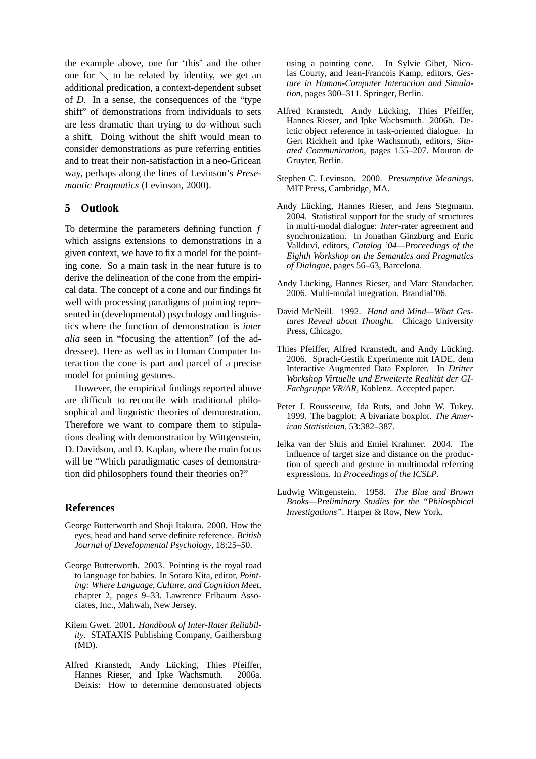the example above, one for 'this' and the other one for ↘ to be related by identity, we get an additional predication, a context-dependent subset of *D*. In a sense, the consequences of the "type shift" of demonstrations from individuals to sets are less dramatic than trying to do without such a shift. Doing without the shift would mean to consider demonstrations as pure referring entities and to treat their non-satisfaction in a neo-Gricean way, perhaps along the lines of Levinson's *Presemantic Pragmatics* (Levinson, 2000).

## 5 Outlook

To determine the parameters defining function $f$ which assigns extensions to demonstrations in a given context, we have to fix a model for the pointing cone. So a main task in the near future is to derive the delineation of the cone from the empirical data. The concept of a cone and our findings fit well with processing paradigms of pointing represented in (developmental) psychology and linguistics where the function of demonstration is *inter alia* seen in "focusing the attention" (of the addressee). Here as well as in Human Computer Interaction the cone is part and parcel of a precise model for pointing gestures.

However, the empirical findings reported above are difficult to reconcile with traditional philosophical and linguistic theories of demonstration. Therefore we want to compare them to stipulations dealing with demonstration by Wittgenstein, D. Davidson, and D. Kaplan, where the main focus will be "Which paradigmatic cases of demonstration did philosophers found their theories on?"

## References

George Butterworth and Shoji Itakura. 2000. How the eyes, head and hand serve definite reference. *British Journal of Developmental Psychology*, 18:25–50.

George Butterworth. 2003. Pointing is the royal road to language for babies. In Sotaro Kita, editor, *Pointing: Where Language, Culture, and Cognition Meet*, chapter 2, pages 9–33. Lawrence Erlbaum Associates, Inc., Mahwah, New Jersey.

Kilem Gwet. 2001. *Handbook of Inter-Rater Reliability*. STATAXIS Publishing Company, Gaithersburg (MD).

Alfred Kranstedt, Andy Lücking, Thies Pfeiffer, Hannes Rieser, and Ipke Wachsmuth. 2006a. Deixis: How to determine demonstrated objects using a pointing cone. In Sylvie Gibet, Nicolas Courty, and Jean-Francois Kamp, editors, *Gesture in Human-Computer Interaction and Simulation*, pages 300–311. Springer, Berlin.

Alfred Kranstedt, Andy Lücking, Thies Pfeiffer, Hannes Rieser, and Ipke Wachsmuth. 2006b. Deictic object reference in task-oriented dialogue. In Gert Rickheit and Ipke Wachsmuth, editors, *Situated Communication*, pages 155–207. Mouton de Gruyter, Berlin.

Stephen C. Levinson. 2000. *Presumptive Meanings*. MIT Press, Cambridge, MA.

Andy Lücking, Hannes Rieser, and Jens Stegmann. 2004. Statistical support for the study of structures in multi-modal dialogue: *Inter*-rater agreement and synchronization. In Jonathan Ginzburg and Enric Vallduví, editors, *Catalog '04—Proceedings of the Eighth Workshop on the Semantics and Pragmatics of Dialogue*, pages 56–63, Barcelona.

Andy Lücking, Hannes Rieser, and Marc Staudacher. 2006. Multi-modal integration. Brandial'06.

David McNeill. 1992. *Hand and Mind—What Gestures Reveal about Thought*. Chicago University Press, Chicago.

Thies Pfeiffer, Alfred Kranstedt, and Andy Lücking. 2006. Sprach-Gestik Experimente mit IADE, dem Interactive Augmented Data Explorer. In *Dritter Workshop Virtuelle und Erweiterte Realität der GI-Fachgruppe VR/AR*, Koblenz. Accepted paper.

Peter J. Rousseeuw, Ida Ruts, and John W. Tukey. 1999. The bagplot: A bivariate boxplot. *The American Statistician*, 53:382–387.

Ielka van der Sluis and Emiel Krahmer. 2004. The influence of target size and distance on the production of speech and gesture in multimodal referring expressions. In *Proceedings of the ICSLP*.

Ludwig Wittgenstein. 1958. *The Blue and Brown Books—Preliminary Studies for the "Philosphical Investigations"*. Harper & Row, New York.